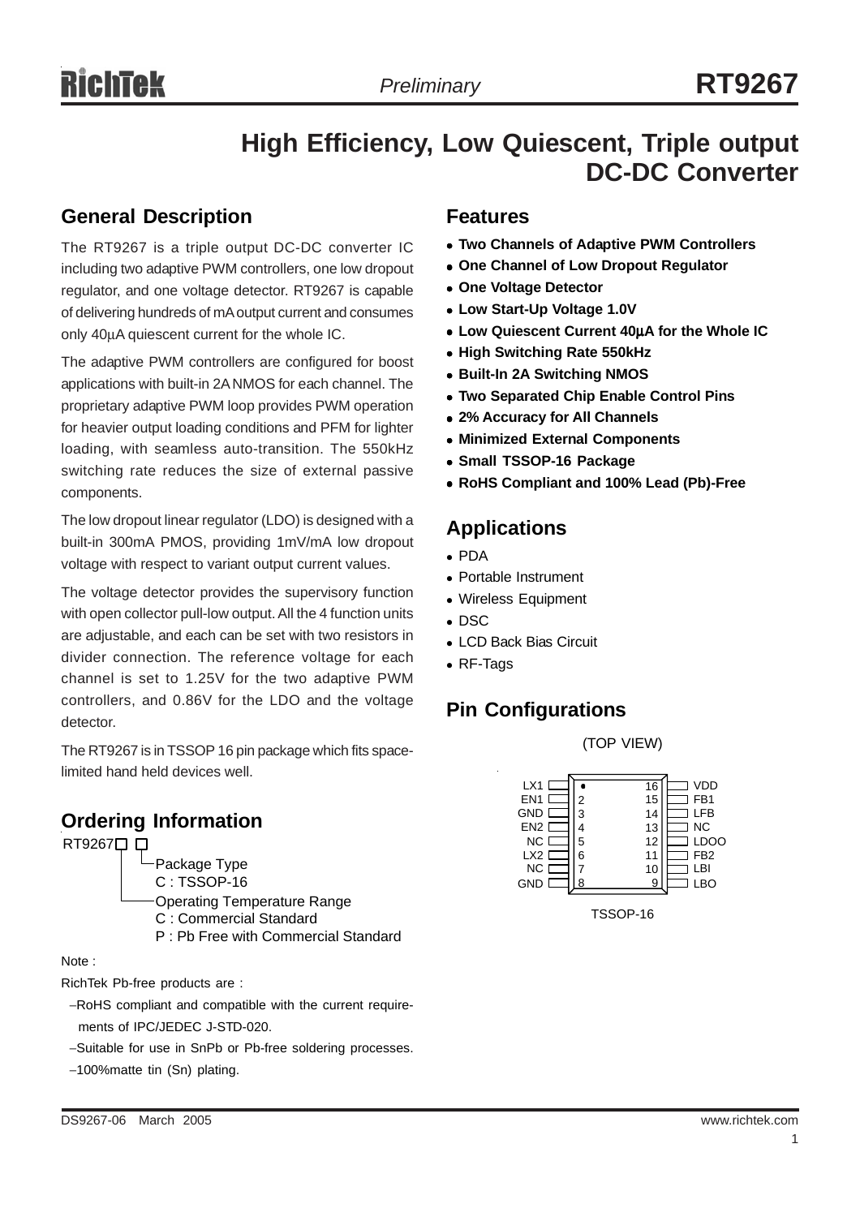Preliminary

# RT9267

## High Efficiency, Low Quiescent, Triple output DC-DC Converter

## General Description

The RT9267 is a triple output DC-DC converter IC including two adaptive PWM controllers, one low dropout regulator, and one voltage detector. RT9267 is capable of delivering hundreds of mA output current and consumes only 40μA quiescent current for the whole IC.

The adaptive PWM controllers are configured for boost applications with built-in 2A NMOS for each channel. The proprietary adaptive PWM loop provides PWM operation for heavier output loading conditions and PFM for lighter loading, with seamless auto-transition. The 550kHz switching rate reduces the size of external passive components.

The low dropout linear regulator (LDO) is designed with a built-in 300mA PMOS, providing 1mV/mA low dropout voltage with respect to variant output current values.

The voltage detector provides the supervisory function with open collector pull-low output. All the 4 function units are adjustable, and each can be set with two resistors in divider connection. The reference voltage for each channel is set to 1.25V for the two adaptive PWM controllers, and 0.86V for the LDO and the voltage detector.

The RT9267 is in TSSOP 16 pin package which fits space-limited hand held devices well.

## Ordering Information

RT9267□ □

- Package Type
  - C : TSSOP-16
- Operating Temperature Range
  - C : Commercial Standard
  - P : Pb Free with Commercial Standard

Note :

RichTek Pb-free products are :

- −RoHS compliant and compatible with the current requirements of IPC/JEDEC J-STD-020.
- −Suitable for use in SnPb or Pb-free soldering processes.
- −100%matte tin (Sn) plating.

## Features

- **Two Channels of Adaptive PWM Controllers**
- **One Channel of Low Dropout Regulator**
- **One Voltage Detector**
- **Low Start-Up Voltage 1.0V**
- **Low Quiescent Current 40μA for the Whole IC**
- **High Switching Rate 550kHz**
- **Built-In 2A Switching NMOS**
- **Two Separated Chip Enable Control Pins**
- **2% Accuracy for All Channels**
- **Minimized External Components**
- **Small TSSOP-16 Package**
- **RoHS Compliant and 100% Lead (Pb)-Free**

## Applications

- PDA
- Portable Instrument
- Wireless Equipment
- DSC
- LCD Back Bias Circuit
- RF-Tags

## Pin Configurations

(TOP VIEW)

| Pin | Name | Pin | Name |
|---|---|---|---|
| 1 | LX1 | 16 | VDD |
| 2 | EN1 | 15 | FB1 |
| 3 | GND | 14 | LFB |
| 4 | EN2 | 13 | NC |
| 5 | NC | 12 | LDOO |
| 6 | LX2 | 11 | FB2 |
| 7 | NC | 10 | LBI |
| 8 | GND | 9 | LBO |

TSSOP-16

DS9267-06 March 2005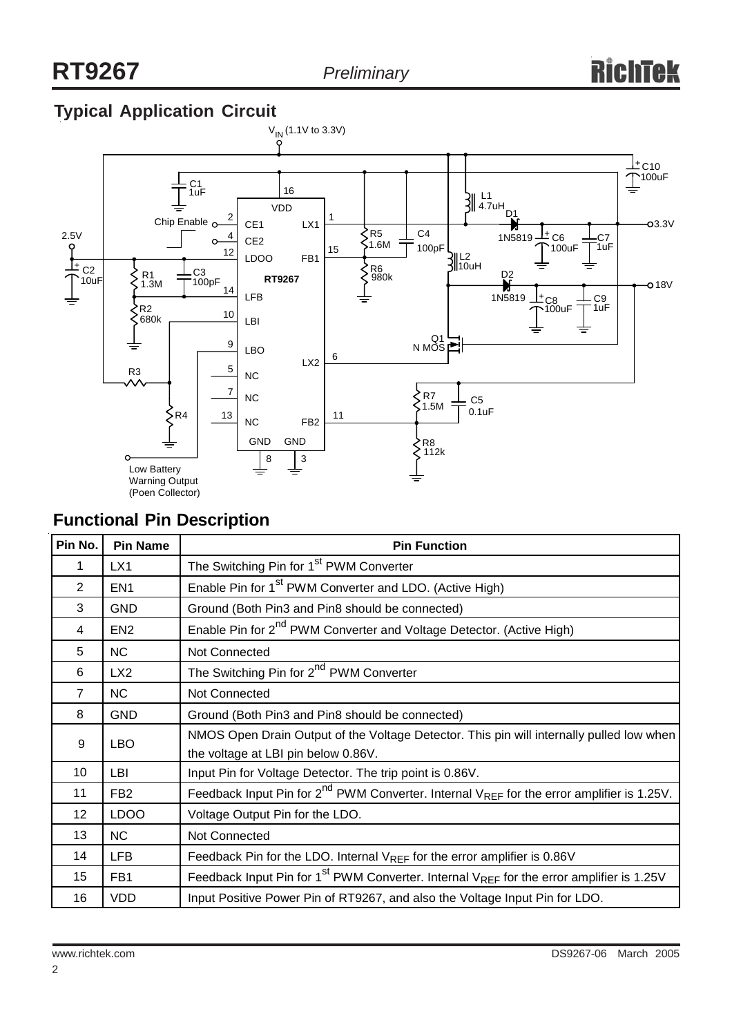## Typical Application Circuit

## Functional Pin Description

| Pin No. | Pin Name | Pin Function |
|---|---|---|
| 1 | LX1 | The Switching Pin for 1st PWM Converter |
| 2 | EN1 | Enable Pin for 1st PWM Converter and LDO. (Active High) |
| 3 | GND | Ground (Both Pin3 and Pin8 should be connected) |
| 4 | EN2 | Enable Pin for 2nd PWM Converter and Voltage Detector. (Active High) |
| 5 | NC | Not Connected |
| 6 | LX2 | The Switching Pin for 2nd PWM Converter |
| 7 | NC | Not Connected |
| 8 | GND | Ground (Both Pin3 and Pin8 should be connected) |
| 9 | LBO | NMOS Open Drain Output of the Voltage Detector. This pin will internally pulled low when the voltage at LBI pin below 0.86V. |
| 10 | LBI | Input Pin for Voltage Detector. The trip point is 0.86V. |
| 11 | FB2 | Feedback Input Pin for 2nd PWM Converter. Internal $V_{REF}$ for the error amplifier is 1.25V. |
| 12 | LDOO | Voltage Output Pin for the LDO. |
| 13 | NC | Not Connected |
| 14 | LFB | Feedback Pin for the LDO. Internal $V_{REF}$ for the error amplifier is 0.86V |
| 15 | FB1 | Feedback Input Pin for 1st PWM Converter. Internal $V_{REF}$ for the error amplifier is 1.25V |
| 16 | VDD | Input Positive Power Pin of RT9267, and also the Voltage Input Pin for LDO. |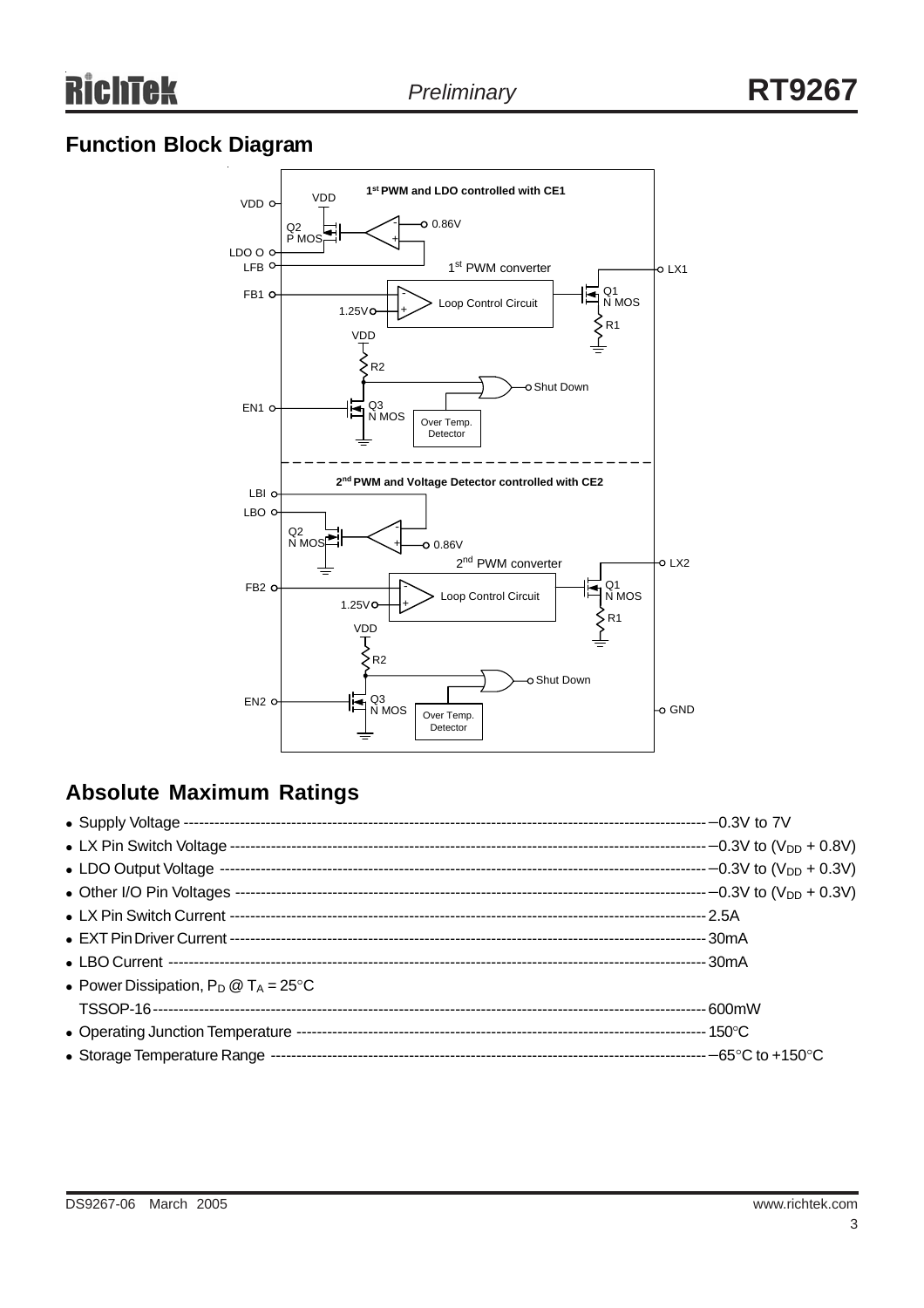## Function Block Diagram

1st PWM and LDO controlled with CE1

VDD, LDO O, LFB, FB1, EN1, LX1

VDD, Q2 P MOS, 0.86V, 1st PWM converter, Loop Control Circuit, 1.25V, Q1 N MOS, R1, VDD, R2, Shut Down, Q3 N MOS, Over Temp. Detector

2nd PWM and Voltage Detector controlled with CE2

LBI, LBO, FB2, EN2, LX2, GND

Q2 N MOS, 0.86V, 2nd PWM converter, Loop Control Circuit, 1.25V, Q1 N MOS, R1, VDD, R2, Shut Down, Q3 N MOS, Over Temp. Detector

## Absolute Maximum Ratings

- Supply Voltage ---------- −0.3V to 7V
- LX Pin Switch Voltage ---------- −0.3V to ($V_{DD}$ + 0.8V)
- LDO Output Voltage ---------- −0.3V to ($V_{DD}$ + 0.3V)
- Other I/O Pin Voltages ---------- −0.3V to ($V_{DD}$ + 0.3V)
- LX Pin Switch Current ---------- 2.5A
- EXT Pin Driver Current ---------- 30mA
- LBO Current ---------- 30mA
- Power Dissipation, $P_D$ @ $T_A$ = 25°C
  TSSOP-16 ---------- 600mW
- Operating Junction Temperature ---------- 150°C
- Storage Temperature Range ---------- −65°C to +150°C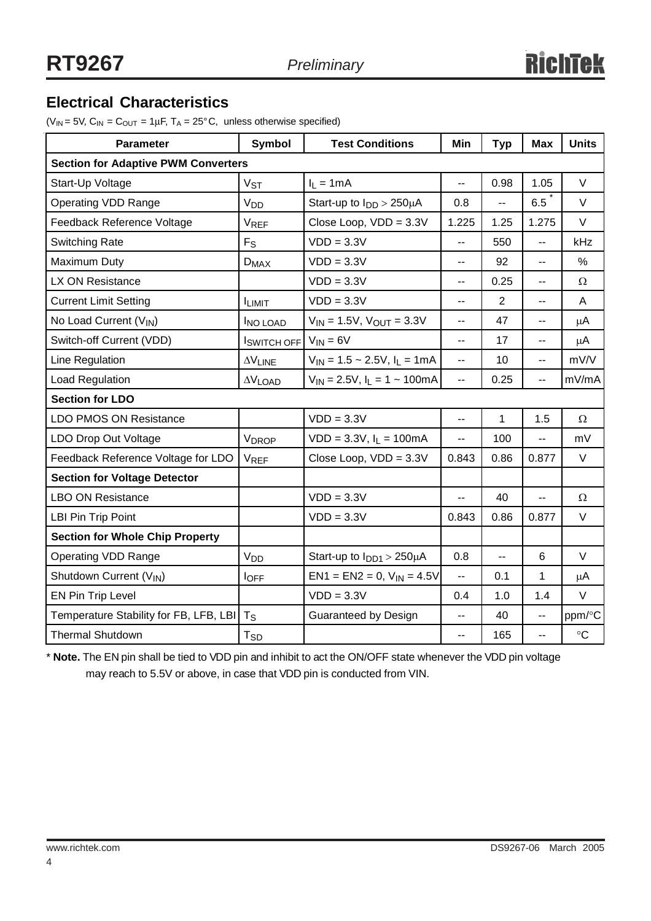## Electrical Characteristics

($V_{IN}$ = 5V, $C_{IN}$ = $C_{OUT}$ = 1μF, $T_A$ = 25°C, unless otherwise specified)

| Parameter | Symbol | Test Conditions | Min | Typ | Max | Units |
|---|---|---|---|---|---|---|
| **Section for Adaptive PWM Converters** | | | | | | |
| Start-Up Voltage | $V_{ST}$ | $I_L$ = 1mA | -- | 0.98 | 1.05 | V |
| Operating VDD Range | $V_{DD}$ | Start-up to $I_{DD}$ > 250μA | 0.8 | -- | 6.5 * | V |
| Feedback Reference Voltage | $V_{REF}$ | Close Loop, VDD = 3.3V | 1.225 | 1.25 | 1.275 | V |
| Switching Rate | $F_S$ | VDD = 3.3V | -- | 550 | -- | kHz |
| Maximum Duty | $D_{MAX}$ | VDD = 3.3V | -- | 92 | -- | % |
| LX ON Resistance | | VDD = 3.3V | -- | 0.25 | -- | Ω |
| Current Limit Setting | $I_{LIMIT}$ | VDD = 3.3V | -- | 2 | -- | A |
| No Load Current ($V_{IN}$) | $I_{NO\ LOAD}$ | $V_{IN}$ = 1.5V, $V_{OUT}$ = 3.3V | -- | 47 | -- | μA |
| Switch-off Current (VDD) | $I_{SWITCH\ OFF}$ | $V_{IN}$ = 6V | -- | 17 | -- | μA |
| Line Regulation | $\Delta V_{LINE}$ | $V_{IN}$ = 1.5 ~ 2.5V, $I_L$ = 1mA | -- | 10 | -- | mV/V |
| Load Regulation | $\Delta V_{LOAD}$ | $V_{IN}$ = 2.5V, $I_L$ = 1 ~ 100mA | -- | 0.25 | -- | mV/mA |
| **Section for LDO** | | | | | | |
| LDO PMOS ON Resistance | | VDD = 3.3V | -- | 1 | 1.5 | Ω |
| LDO Drop Out Voltage | $V_{DROP}$ | VDD = 3.3V, $I_L$ = 100mA | -- | 100 | -- | mV |
| Feedback Reference Voltage for LDO | $V_{REF}$ | Close Loop, VDD = 3.3V | 0.843 | 0.86 | 0.877 | V |
| **Section for Voltage Detector** | | | | | | |
| LBO ON Resistance | | VDD = 3.3V | -- | 40 | -- | Ω |
| LBI Pin Trip Point | | VDD = 3.3V | 0.843 | 0.86 | 0.877 | V |
| **Section for Whole Chip Property** | | | | | | |
| Operating VDD Range | $V_{DD}$ | Start-up to $I_{DD1}$ > 250μA | 0.8 | -- | 6 | V |
| Shutdown Current ($V_{IN}$) | $I_{OFF}$ | EN1 = EN2 = 0, $V_{IN}$ = 4.5V | -- | 0.1 | 1 | μA |
| EN Pin Trip Level | | VDD = 3.3V | 0.4 | 1.0 | 1.4 | V |
| Temperature Stability for FB, LFB, LBI | $T_S$ | Guaranteed by Design | -- | 40 | -- | ppm/°C |
| Thermal Shutdown | $T_{SD}$ | | -- | 165 | -- | °C |

\* **Note.** The EN pin shall be tied to VDD pin and inhibit to act the ON/OFF state whenever the VDD pin voltage may reach to 5.5V or above, in case that VDD pin is conducted from VIN.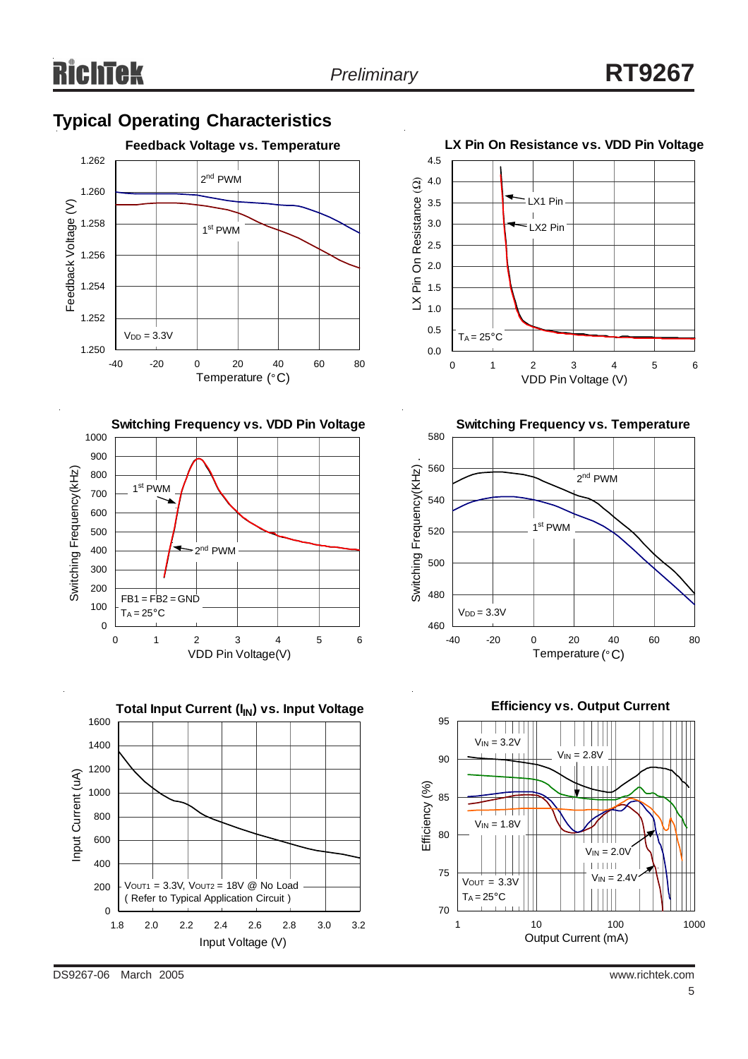## Typical Operating Characteristics

**Feedback Voltage vs. Temperature**

Feedback Voltage (V) vs. Temperature (°C); curves: 2nd PWM, 1st PWM; $V_{DD}$ = 3.3V

**LX Pin On Resistance vs. VDD Pin Voltage**

LX Pin On Resistance (Ω) vs. VDD Pin Voltage (V); curves: LX1 Pin, LX2 Pin; $T_A$ = 25°C

**Switching Frequency vs. VDD Pin Voltage**

Switching Frequency(kHz) vs. VDD Pin Voltage(V); curves: 1st PWM, 2nd PWM; FB1 = FB2 = GND, $T_A$ = 25°C

**Switching Frequency vs. Temperature**

Switching Frequency(KHz) vs. Temperature (°C); curves: 2nd PWM, 1st PWM; $V_{DD}$ = 3.3V

**Total Input Current ($I_{IN}$) vs. Input Voltage**

Input Current (uA) vs. Input Voltage (V); $V_{OUT1}$ = 3.3V, $V_{OUT2}$ = 18V @ No Load (Refer to Typical Application Circuit)

**Efficiency vs. Output Current**

Efficiency (%) vs. Output Current (mA); curves: $V_{IN}$ = 3.2V, $V_{IN}$ = 2.8V, $V_{IN}$ = 1.8V, $V_{IN}$ = 2.0V, $V_{IN}$ = 2.4V; $V_{OUT}$ = 3.3V, $T_A$ = 25°C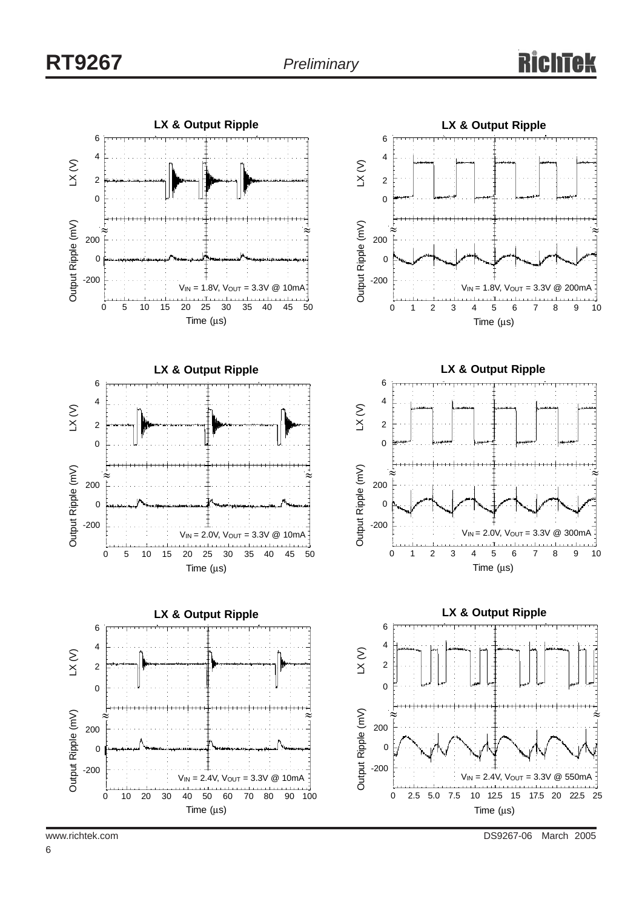LX & Output Ripple

$V_{IN}$ = 1.8V, $V_{OUT}$ = 3.3V @ 10mA

LX & Output Ripple

$V_{IN}$ = 1.8V, $V_{OUT}$ = 3.3V @ 200mA

LX & Output Ripple

$V_{IN}$ = 2.0V, $V_{OUT}$ = 3.3V @ 10mA

LX & Output Ripple

$V_{IN}$ = 2.0V, $V_{OUT}$ = 3.3V @ 300mA

LX & Output Ripple

$V_{IN}$ = 2.4V, $V_{OUT}$ = 3.3V @ 10mA

LX & Output Ripple

$V_{IN}$ = 2.4V, $V_{OUT}$ = 3.3V @ 550mA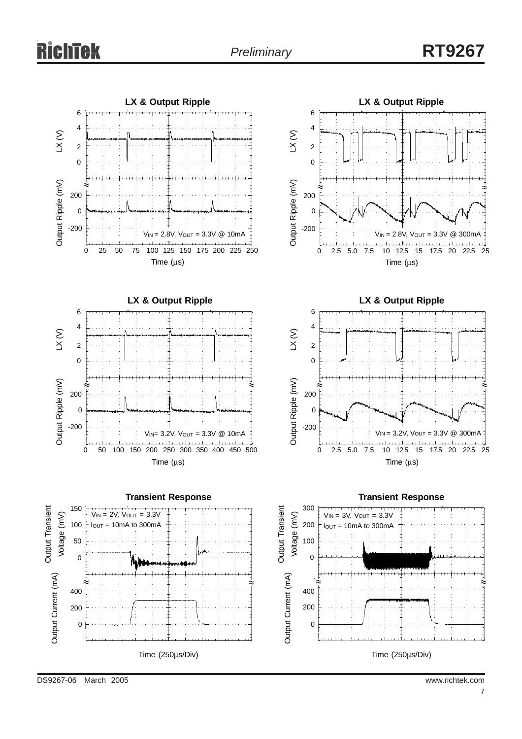**LX & Output Ripple**

LX (V)

Output Ripple (mV)

$V_{IN}$ = 2.8V, $V_{OUT}$ = 3.3V @ 10mA

Time (μs)

**LX & Output Ripple**

LX (V)

Output Ripple (mV)

$V_{IN}$ = 2.8V, $V_{OUT}$ = 3.3V @ 300mA

Time (μs)

**LX & Output Ripple**

LX (V)

Output Ripple (mV)

$V_{IN}$= 3.2V, $V_{OUT}$ = 3.3V @ 10mA

Time (μs)

**LX & Output Ripple**

LX (V)

Output Ripple (mV)

$V_{IN}$ = 3.2V, $V_{OUT}$ = 3.3V @ 300mA

Time (μs)

**Transient Response**

Output Transient Voltage (mV)

Output Current (mA)

$V_{IN}$ = 2V, $V_{OUT}$ = 3.3V
$I_{OUT}$ = 10mA to 300mA

Time (250μs/Div)

**Transient Response**

Output Transient Voltage (mV)

Output Current (mA)

$V_{IN}$ = 3V, $V_{OUT}$ = 3.3V
$I_{OUT}$ = 10mA to 300mA

Time (250μs/Div)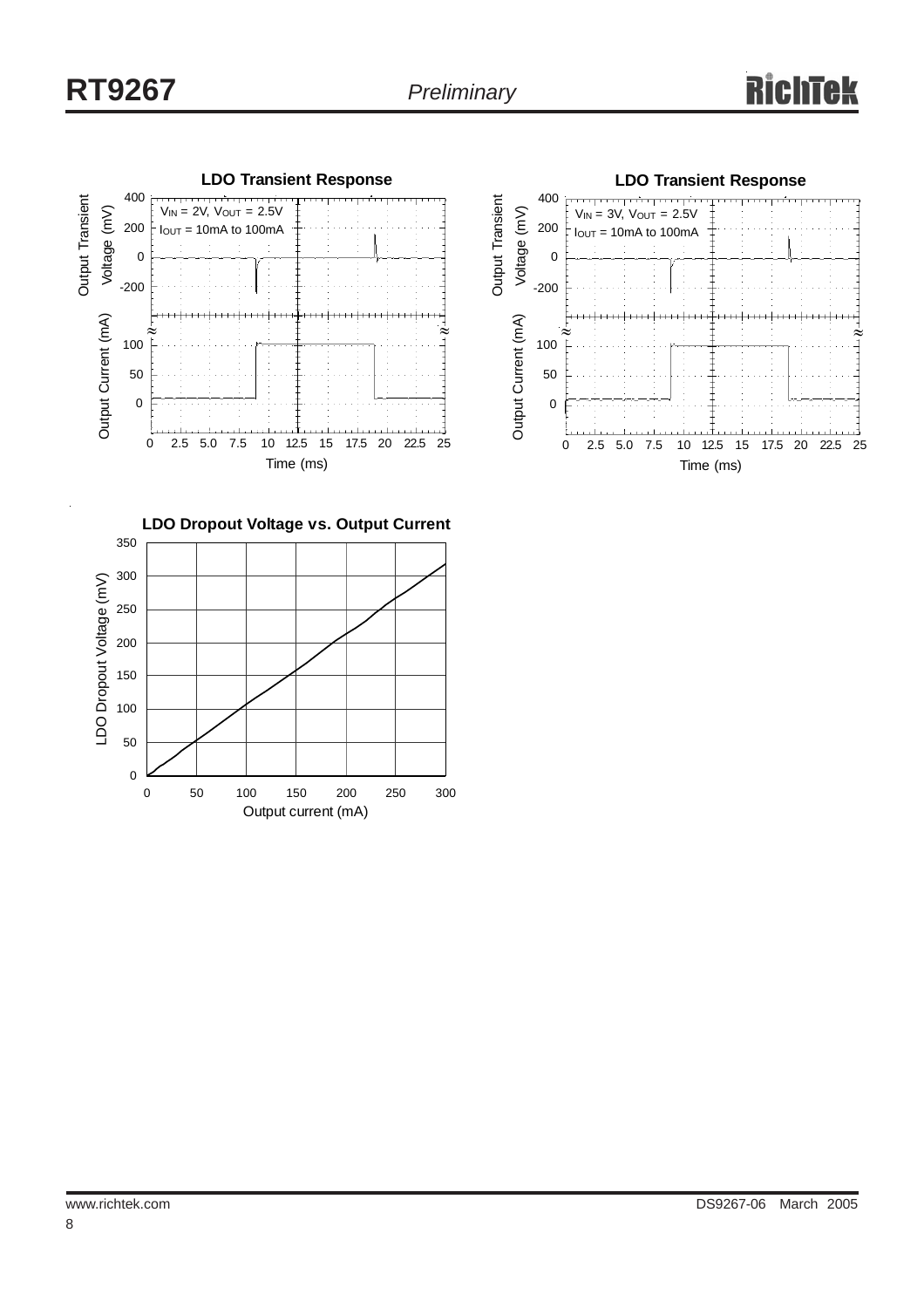**LDO Transient Response**

$V_{IN}$ = 2V, $V_{OUT}$ = 2.5V
$I_{OUT}$ = 10mA to 100mA

Output Transient Voltage (mV)

Output Current (mA)

Time (ms)

**LDO Transient Response**

$V_{IN}$ = 3V, $V_{OUT}$ = 2.5V
$I_{OUT}$ = 10mA to 100mA

Output Transient Voltage (mV)

Output Current (mA)

Time (ms)

**LDO Dropout Voltage vs. Output Current**

LDO Dropout Voltage (mV)

Output current (mA)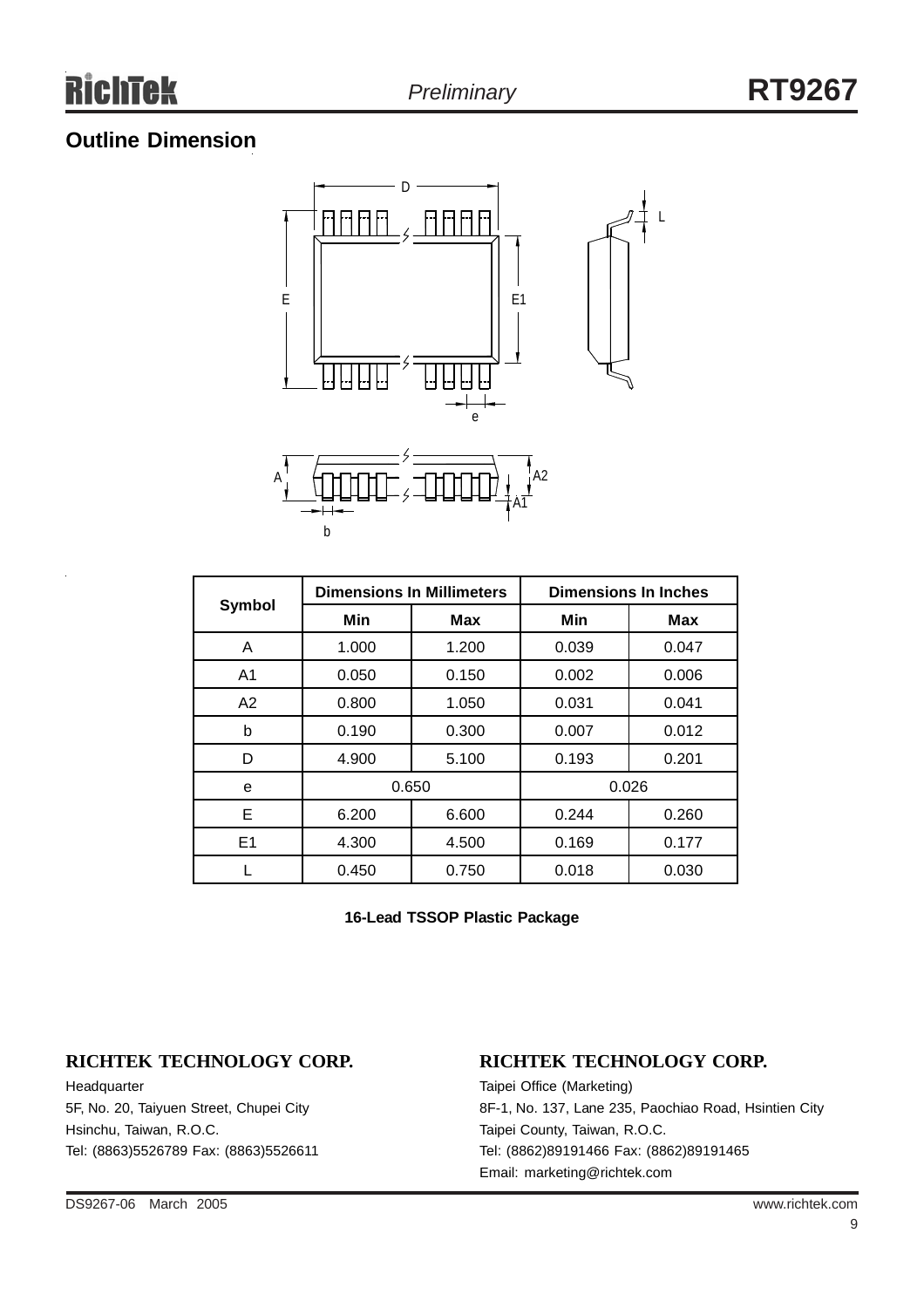## Outline Dimension

D

E

E1

L

e

A

A2

A1

b

| Symbol | Dimensions In Millimeters | | Dimensions In Inches | |
|---|---|---|---|---|
| | Min | Max | Min | Max |
| A | 1.000 | 1.200 | 0.039 | 0.047 |
| A1 | 0.050 | 0.150 | 0.002 | 0.006 |
| A2 | 0.800 | 1.050 | 0.031 | 0.041 |
| b | 0.190 | 0.300 | 0.007 | 0.012 |
| D | 4.900 | 5.100 | 0.193 | 0.201 |
| e | 0.650 | | 0.026 | |
| E | 6.200 | 6.600 | 0.244 | 0.260 |
| E1 | 4.300 | 4.500 | 0.169 | 0.177 |
| L | 0.450 | 0.750 | 0.018 | 0.030 |

**16-Lead TSSOP Plastic Package**

**RICHTEK TECHNOLOGY CORP.**

Headquarter
5F, No. 20, Taiyuen Street, Chupei City
Hsinchu, Taiwan, R.O.C.
Tel: (8863)5526789 Fax: (8863)5526611

**RICHTEK TECHNOLOGY CORP.**

Taipei Office (Marketing)
8F-1, No. 137, Lane 235, Paochiao Road, Hsintien City
Taipei County, Taiwan, R.O.C.
Tel: (8862)89191466 Fax: (8862)89191465
Email: marketing@richtek.com